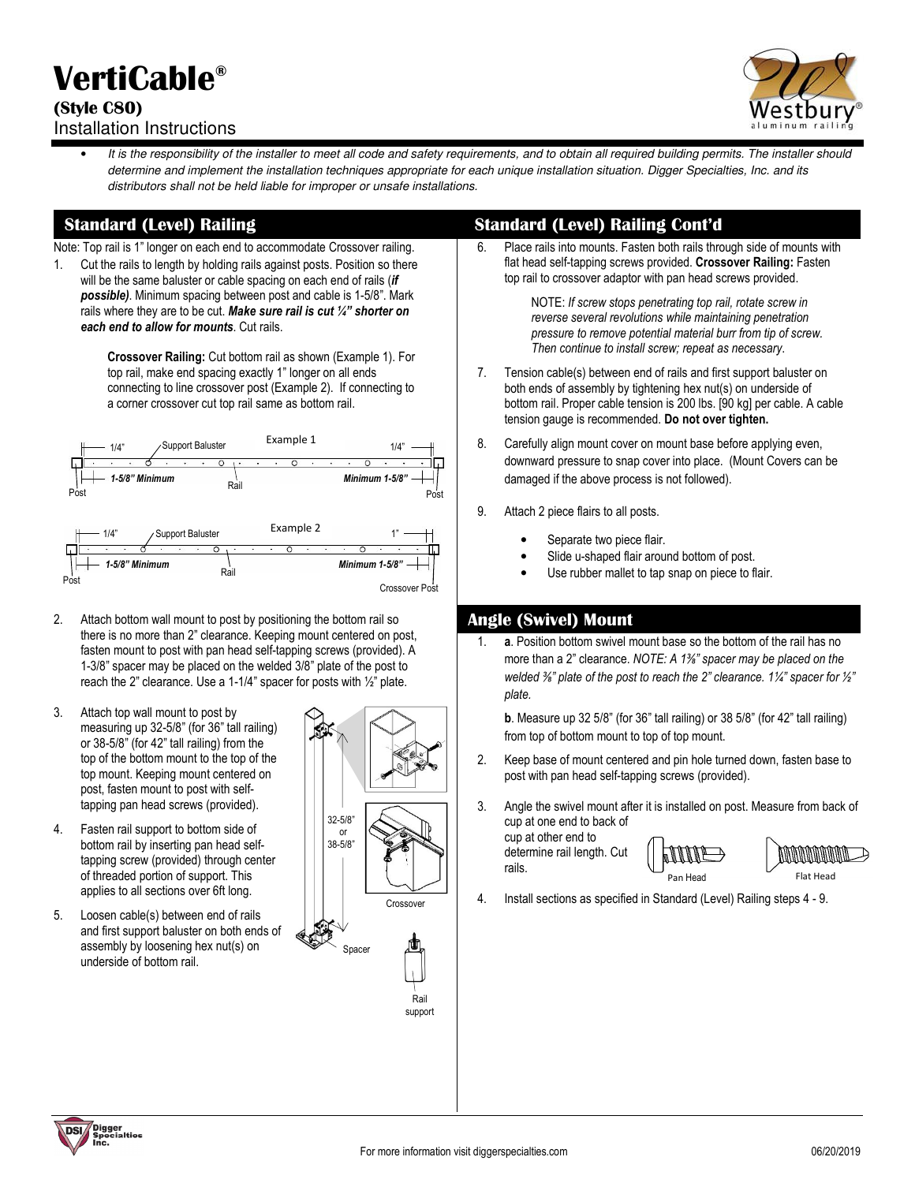# VertiCable®

**(Style C80)**

Installation Instructions

- *It is the responsibility of the installer to meet all code and safety requirements, and to obtain all required building permits. The installer should determine and implement the installation techniques appropriate for each unique installation situation. Digger Specialties, Inc. and its distributors shall not be held liable for improper or unsafe installations.*

## Standard (Level) Railing

Note: Top rail is 1" longer on each end to accommodate Crossover railing.

1. Cut the rails to length by holding rails against posts. Position so there will be the same baluster or cable spacing on each end of rails (***if possible)***. Minimum spacing between post and cable is 1-5/8". Mark rails where they are to be cut. ***Make sure rail is cut ¼" shorter on each end to allow for mounts***. Cut rails.

   **Crossover Railing:** Cut bottom rail as shown (Example 1). For top rail, make end spacing exactly 1" longer on all ends connecting to line crossover post (Example 2). If connecting to a corner crossover cut top rail same as bottom rail.

   Example 1: 1/4" — Support Baluster — 1/4" — Post — ***1-5/8" Minimum*** — Rail — ***Minimum 1-5/8"*** — Post

   Example 2: 1/4" — Support Baluster — 1" — Post — ***1-5/8" Minimum*** — Rail — ***Minimum 1-5/8"*** — Crossover Post

2. Attach bottom wall mount to post by positioning the bottom rail so there is no more than 2" clearance. Keeping mount centered on post, fasten mount to post with pan head self-tapping screws (provided). A 1-3/8" spacer may be placed on the welded 3/8" plate of the post to reach the 2" clearance. Use a 1-1/4" spacer for posts with ½" plate.

3. Attach top wall mount to post by measuring up 32-5/8" (for 36" tall railing) or 38-5/8" (for 42" tall railing) from the top of the bottom mount to the top of the top mount. Keeping mount centered on post, fasten mount to post with self-tapping pan head screws (provided).

4. Fasten rail support to bottom side of bottom rail by inserting pan head self-tapping screw (provided) through center of threaded portion of support. This applies to all sections over 6ft long.

5. Loosen cable(s) between end of rails and first support baluster on both ends of assembly by loosening hex nut(s) on underside of bottom rail.

32-5/8" or 38-5/8" — Crossover — Spacer — Rail support

## Standard (Level) Railing Cont'd

6. Place rails into mounts. Fasten both rails through side of mounts with flat head self-tapping screws provided. **Crossover Railing:** Fasten top rail to crossover adaptor with pan head screws provided.

   NOTE: *If screw stops penetrating top rail, rotate screw in reverse several revolutions while maintaining penetration pressure to remove potential material burr from tip of screw. Then continue to install screw; repeat as necessary.*

7. Tension cable(s) between end of rails and first support baluster on both ends of assembly by tightening hex nut(s) on underside of bottom rail. Proper cable tension is 200 lbs. [90 kg] per cable. A cable tension gauge is recommended. **Do not over tighten.**

8. Carefully align mount cover on mount base before applying even, downward pressure to snap cover into place. (Mount Covers can be damaged if the above process is not followed).

9. Attach 2 piece flairs to all posts.
   - Separate two piece flair.
   - Slide u-shaped flair around bottom of post.
   - Use rubber mallet to tap snap on piece to flair.

## Angle (Swivel) Mount

1. **a**. Position bottom swivel mount base so the bottom of the rail has no more than a 2" clearance. *NOTE: A 1⅜" spacer may be placed on the welded ⅜" plate of the post to reach the 2" clearance. 1¼" spacer for ½" plate.*

   **b**. Measure up 32 5/8" (for 36" tall railing) or 38 5/8" (for 42" tall railing) from top of bottom mount to top of top mount.

2. Keep base of mount centered and pin hole turned down, fasten base to post with pan head self-tapping screws (provided).

3. Angle the swivel mount after it is installed on post. Measure from back of cup at one end to back of cup at other end to determine rail length. Cut rails.

   Pan Head — Flat Head

4. Install sections as specified in Standard (Level) Railing steps 4 - 9.

For more information visit diggerspecialties.com

06/20/2019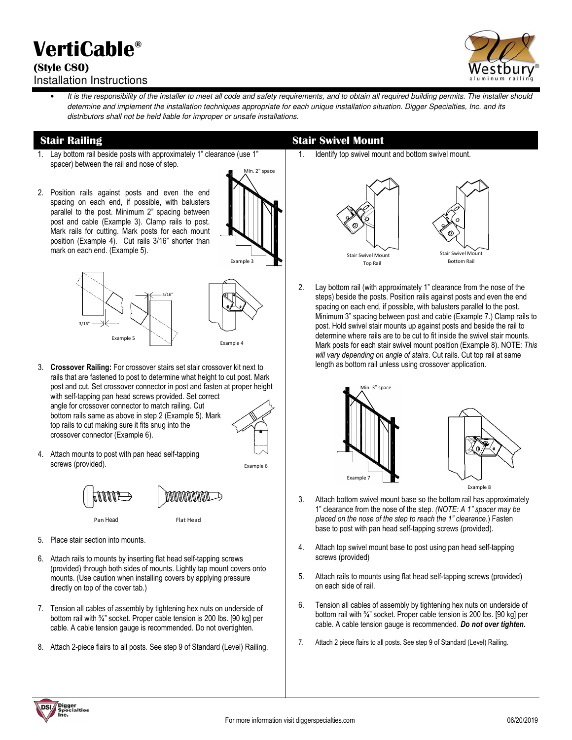# VertiCable®

**(Style C80)**

Installation Instructions

- *It is the responsibility of the installer to meet all code and safety requirements, and to obtain all required building permits. The installer should determine and implement the installation techniques appropriate for each unique installation situation. Digger Specialties, Inc. and its distributors shall not be held liable for improper or unsafe installations.*

## Stair Railing

1. Lay bottom rail beside posts with approximately 1" clearance (use 1" spacer) between the rail and nose of step.

2. Position rails against posts and even the end spacing on each end, if possible, with balusters parallel to the post. Minimum 2" spacing between post and cable (Example 3). Clamp rails to post. Mark rails for cutting. Mark posts for each mount position (Example 4). Cut rails 3/16" shorter than mark on each end. (Example 5).

Min. 2" space

Example 3

3/16"

3/16"

Example 5

Example 4

3. **Crossover Railing:** For crossover stairs set stair crossover kit next to rails that are fastened to post to determine what height to cut post. Mark post and cut. Set crossover connector in post and fasten at proper height with self-tapping pan head screws provided. Set correct angle for crossover connector to match railing. Cut bottom rails same as above in step 2 (Example 5). Mark top rails to cut making sure it fits snug into the crossover connector (Example 6).

Example 6

4. Attach mounts to post with pan head self-tapping screws (provided).

Pan Head

Flat Head

5. Place stair section into mounts.

6. Attach rails to mounts by inserting flat head self-tapping screws (provided) through both sides of mounts. Lightly tap mount covers onto mounts. (Use caution when installing covers by applying pressure directly on top of the cover tab.)

7. Tension all cables of assembly by tightening hex nuts on underside of bottom rail with ¾" socket. Proper cable tension is 200 lbs. [90 kg] per cable. A cable tension gauge is recommended. Do not overtighten.

8. Attach 2-piece flairs to all posts. See step 9 of Standard (Level) Railing.

## Stair Swivel Mount

1. Identify top swivel mount and bottom swivel mount.

Stair Swivel Mount Top Rail

Stair Swivel Mount Bottom Rail

2. Lay bottom rail (with approximately 1" clearance from the nose of the steps) beside the posts. Position rails against posts and even the end spacing on each end, if possible, with balusters parallel to the post. Minimum 3" spacing between post and cable (Example 7.) Clamp rails to post. Hold swivel stair mounts up against posts and beside the rail to determine where rails are to be cut to fit inside the swivel stair mounts. Mark posts for each stair swivel mount position (Example 8). NOTE: *This will vary depending on angle of stairs*. Cut rails. Cut top rail at same length as bottom rail unless using crossover application.

Min. 3" space

Example 7

Example 8

3. Attach bottom swivel mount base so the bottom rail has approximately 1" clearance from the nose of the step. *(NOTE: A 1" spacer may be placed on the nose of the step to reach the 1" clearance.*) Fasten base to post with pan head self-tapping screws (provided).

4. Attach top swivel mount base to post using pan head self-tapping screws (provided)

5. Attach rails to mounts using flat head self-tapping screws (provided) on each side of rail.

6. Tension all cables of assembly by tightening hex nuts on underside of bottom rail with ¾" socket. Proper cable tension is 200 lbs. [90 kg] per cable. A cable tension gauge is recommended. ***Do not over tighten.***

7. Attach 2 piece flairs to all posts. See step 9 of Standard (Level) Railing.

For more information visit diggerspecialties.com

06/20/2019